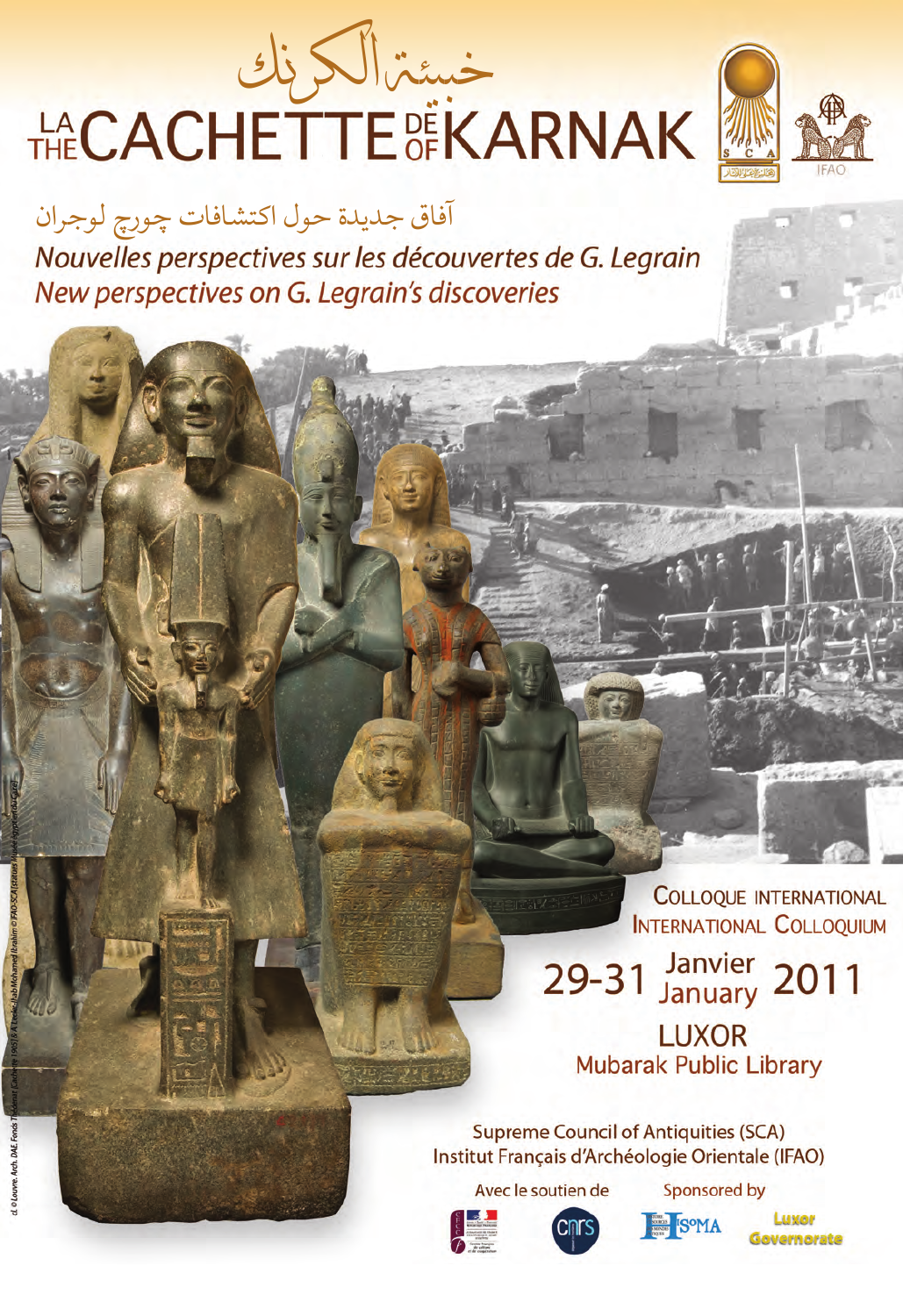# خبيئة الكرنك

# LA CACHETTE DE KARNAK
# THE CACHETTE OF KARNAK

آفاق جديدة حول اكتشافات چورچ لوجران

*Nouvelles perspectives sur les découvertes de G. Legrain*

*New perspectives on G. Legrain's discoveries*

COLLOQUE INTERNATIONAL
INTERNATIONAL COLLOQUIUM

29-31 Janvier January 2011

LUXOR
Mubarak Public Library

Supreme Council of Antiquities (SCA)
Institut Français d'Archéologie Orientale (IFAO)

Avec le soutien de

Sponsored by

Luxor Governorate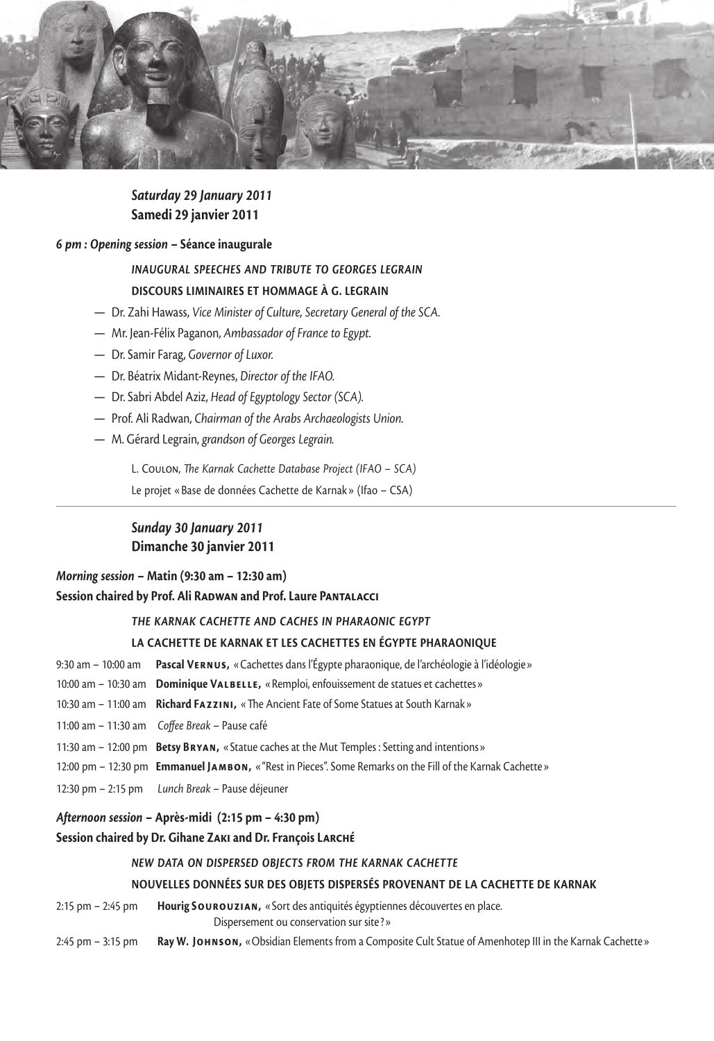## *Saturday 29 January 2011*
## **Samedi 29 janvier 2011**

***6 pm : Opening session* – Séance inaugurale**

*INAUGURAL SPEECHES AND TRIBUTE TO GEORGES LEGRAIN*

**DISCOURS LIMINAIRES ET HOMMAGE À G. LEGRAIN**

- Dr. Zahi Hawass, *Vice Minister of Culture, Secretary General of the SCA.*
- Mr. Jean-Félix Paganon, *Ambassador of France to Egypt.*
- Dr. Samir Farag, *Governor of Luxor.*
- Dr. Béatrix Midant-Reynes, *Director of the IFAO.*
- Dr. Sabri Abdel Aziz, *Head of Egyptology Sector (SCA).*
- Prof. Ali Radwan, *Chairman of the Arabs Archaeologists Union.*
- M. Gérard Legrain, *grandson of Georges Legrain.*

L. Coulon, *The Karnak Cachette Database Project (IFAO – SCA)*

Le projet « Base de données Cachette de Karnak » (Ifao – CSA)

---

## *Sunday 30 January 2011*
## **Dimanche 30 janvier 2011**

***Morning session* – Matin (9:30 am – 12:30 am)**

**Session chaired by Prof. Ali Radwan and Prof. Laure Pantalacci**

*THE KARNAK CACHETTE AND CACHES IN PHARAONIC EGYPT*

**LA CACHETTE DE KARNAK ET LES CACHETTES EN ÉGYPTE PHARAONIQUE**

9:30 am – 10:00 am **Pascal Vernus,** « Cachettes dans l'Égypte pharaonique, de l'archéologie à l'idéologie »

10:00 am – 10:30 am **Dominique Valbelle,** « Remploi, enfouissement de statues et cachettes »

10:30 am – 11:00 am **Richard Fazzini,** « The Ancient Fate of Some Statues at South Karnak »

11:00 am – 11:30 am *Coffee Break* – Pause café

11:30 am – 12:00 pm **Betsy Bryan,** « Statue caches at the Mut Temples : Setting and intentions »

12:00 pm – 12:30 pm **Emmanuel Jambon,** « "Rest in Pieces". Some Remarks on the Fill of the Karnak Cachette »

12:30 pm – 2:15 pm *Lunch Break* – Pause déjeuner

***Afternoon session* – Après-midi (2:15 pm – 4:30 pm)**

**Session chaired by Dr. Gihane Zaki and Dr. François Larché**

*NEW DATA ON DISPERSED OBJECTS FROM THE KARNAK CACHETTE*

**NOUVELLES DONNÉES SUR DES OBJETS DISPERSÉS PROVENANT DE LA CACHETTE DE KARNAK**

2:15 pm – 2:45 pm **Hourig Sourouzian,** « Sort des antiquités égyptiennes découvertes en place. Dispersement ou conservation sur site ? »

2:45 pm – 3:15 pm **Ray W. Johnson,** « Obsidian Elements from a Composite Cult Statue of Amenhotep III in the Karnak Cachette »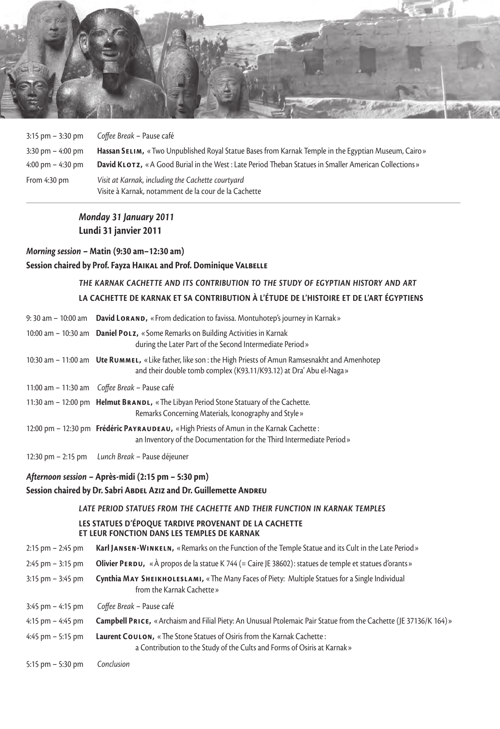| | |
|---|---|
| 3:15 pm – 3:30 pm | *Coffee Break* – Pause café |
| 3:30 pm – 4:00 pm | **Hassan Selim,** « Two Unpublished Royal Statue Bases from Karnak Temple in the Egyptian Museum, Cairo » |
| 4:00 pm – 4:30 pm | **David Klotz,** « A Good Burial in the West : Late Period Theban Statues in Smaller American Collections » |
| From 4:30 pm | *Visit at Karnak, including the Cachette courtyard*<br>Visite à Karnak, notamment de la cour de la Cachette |

## *Monday 31 January 2011*
## Lundi 31 janvier 2011

***Morning session*** **– Matin (9:30 am–12:30 am)**

**Session chaired by Prof. Fayza Haikal and Prof. Dominique Valbelle**

### *THE KARNAK CACHETTE AND ITS CONTRIBUTION TO THE STUDY OF EGYPTIAN HISTORY AND ART*
### LA CACHETTE DE KARNAK ET SA CONTRIBUTION À L'ÉTUDE DE L'HISTOIRE ET DE L'ART ÉGYPTIENS

| | |
|---|---|
| 9: 30 am – 10:00 am | **David Lorand,** « From dedication to favissa. Montuhotep's journey in Karnak » |
| 10:00 am – 10:30 am | **Daniel Polz,** « Some Remarks on Building Activities in Karnak during the Later Part of the Second Intermediate Period » |
| 10:30 am – 11:00 am | **Ute Rummel,** « Like father, like son : the High Priests of Amun Ramsesnakht and Amenhotep and their double tomb complex (K93.11/K93.12) at Dra' Abu el-Naga » |
| 11:00 am – 11:30 am | *Coffee Break* – Pause café |
| 11:30 am – 12:00 pm | **Helmut Brandl,** « The Libyan Period Stone Statuary of the Cachette. Remarks Concerning Materials, Iconography and Style » |
| 12:00 pm – 12:30 pm | **Frédéric Payraudeau,** « High Priests of Amun in the Karnak Cachette : an Inventory of the Documentation for the Third Intermediate Period » |
| 12:30 pm – 2:15 pm | *Lunch Break* – Pause déjeuner |

***Afternoon session*** **– Après-midi (2:15 pm – 5:30 pm)**

**Session chaired by Dr. Sabri Abdel Aziz and Dr. Guillemette Andreu**

### *LATE PERIOD STATUES FROM THE CACHETTE AND THEIR FUNCTION IN KARNAK TEMPLES*
### LES STATUES D'ÉPOQUE TARDIVE PROVENANT DE LA CACHETTE ET LEUR FONCTION DANS LES TEMPLES DE KARNAK

| | |
|---|---|
| 2:15 pm – 2:45 pm | **Karl Jansen-Winkeln,** « Remarks on the Function of the Temple Statue and its Cult in the Late Period » |
| 2:45 pm – 3:15 pm | **Olivier Perdu,** « À propos de la statue K 744 (= Caire JE 38602) : statues de temple et statues d'orants » |
| 3:15 pm – 3:45 pm | **Cynthia May Sheikholeslami,** « The Many Faces of Piety: Multiple Statues for a Single Individual from the Karnak Cachette » |
| 3:45 pm – 4:15 pm | *Coffee Break* – Pause café |
| 4:15 pm – 4:45 pm | **Campbell Price,** « Archaism and Filial Piety: An Unusual Ptolemaic Pair Statue from the Cachette (JE 37136/K 164) » |
| 4:45 pm – 5:15 pm | **Laurent Coulon,** « The Stone Statues of Osiris from the Karnak Cachette : a Contribution to the Study of the Cults and Forms of Osiris at Karnak » |
| 5:15 pm – 5:30 pm | *Conclusion* |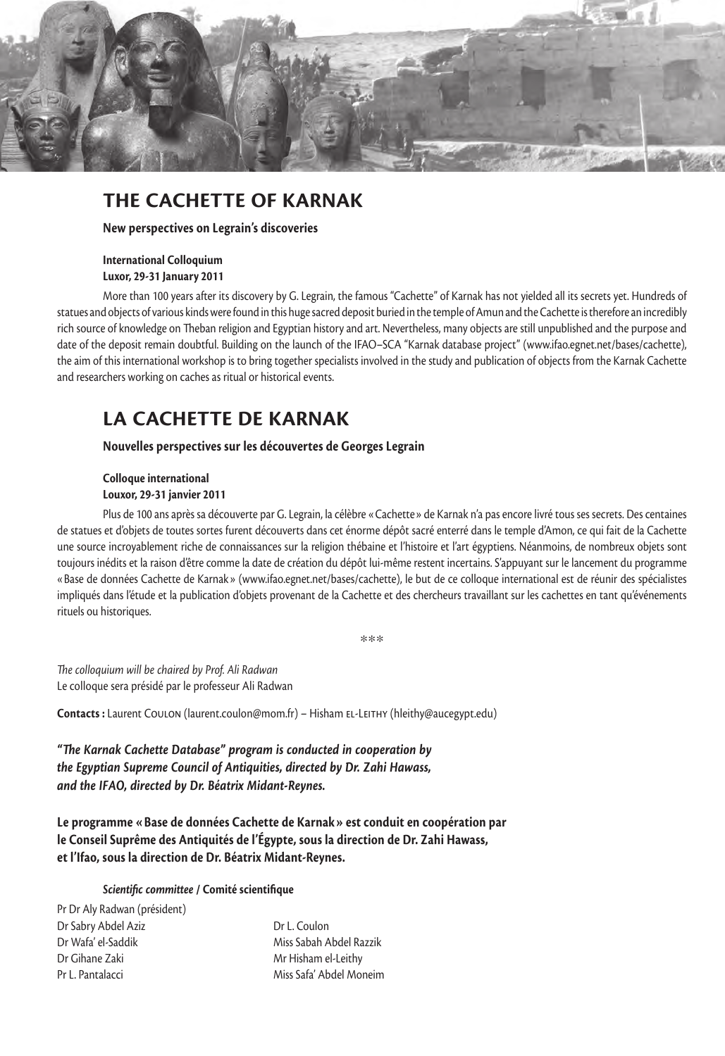# THE CACHETTE OF KARNAK

**New perspectives on Legrain's discoveries**

**International Colloquium**
**Luxor, 29-31 January 2011**

More than 100 years after its discovery by G. Legrain, the famous "Cachette" of Karnak has not yielded all its secrets yet. Hundreds of statues and objects of various kinds were found in this huge sacred deposit buried in the temple of Amun and the Cachette is therefore an incredibly rich source of knowledge on Theban religion and Egyptian history and art. Nevertheless, many objects are still unpublished and the purpose and date of the deposit remain doubtful. Building on the launch of the IFAO–SCA "Karnak database project" (www.ifao.egnet.net/bases/cachette), the aim of this international workshop is to bring together specialists involved in the study and publication of objects from the Karnak Cachette and researchers working on caches as ritual or historical events.

# LA CACHETTE DE KARNAK

**Nouvelles perspectives sur les découvertes de Georges Legrain**

**Colloque international**
**Louxor, 29-31 janvier 2011**

Plus de 100 ans après sa découverte par G. Legrain, la célèbre « Cachette » de Karnak n'a pas encore livré tous ses secrets. Des centaines de statues et d'objets de toutes sortes furent découverts dans cet énorme dépôt sacré enterré dans le temple d'Amon, ce qui fait de la Cachette une source incroyablement riche de connaissances sur la religion thébaine et l'histoire et l'art égyptiens. Néanmoins, de nombreux objets sont toujours inédits et la raison d'être comme la date de création du dépôt lui-même restent incertains. S'appuyant sur le lancement du programme « Base de données Cachette de Karnak » (www.ifao.egnet.net/bases/cachette), le but de ce colloque international est de réunir des spécialistes impliqués dans l'étude et la publication d'objets provenant de la Cachette et des chercheurs travaillant sur les cachettes en tant qu'événements rituels ou historiques.

***

*The colloquium will be chaired by Prof. Ali Radwan*
Le colloque sera présidé par le professeur Ali Radwan

**Contacts :** Laurent Coulon (laurent.coulon@mom.fr) – Hisham el-Leithy (hleithy@aucegypt.edu)

***"The Karnak Cachette Database" program is conducted in cooperation by the Egyptian Supreme Council of Antiquities, directed by Dr. Zahi Hawass, and the IFAO, directed by Dr. Béatrix Midant-Reynes.***

**Le programme « Base de données Cachette de Karnak » est conduit en coopération par le Conseil Suprême des Antiquités de l'Égypte, sous la direction de Dr. Zahi Hawass, et l'Ifao, sous la direction de Dr. Béatrix Midant-Reynes.**

***Scientific committee* / Comité scientifique**

Pr Dr Aly Radwan (président)
Dr Sabry Abdel Aziz
Dr Wafa' el-Saddik
Dr Gihane Zaki
Pr L. Pantalacci
Dr L. Coulon
Miss Sabah Abdel Razzik
Mr Hisham el-Leithy
Miss Safa' Abdel Moneim